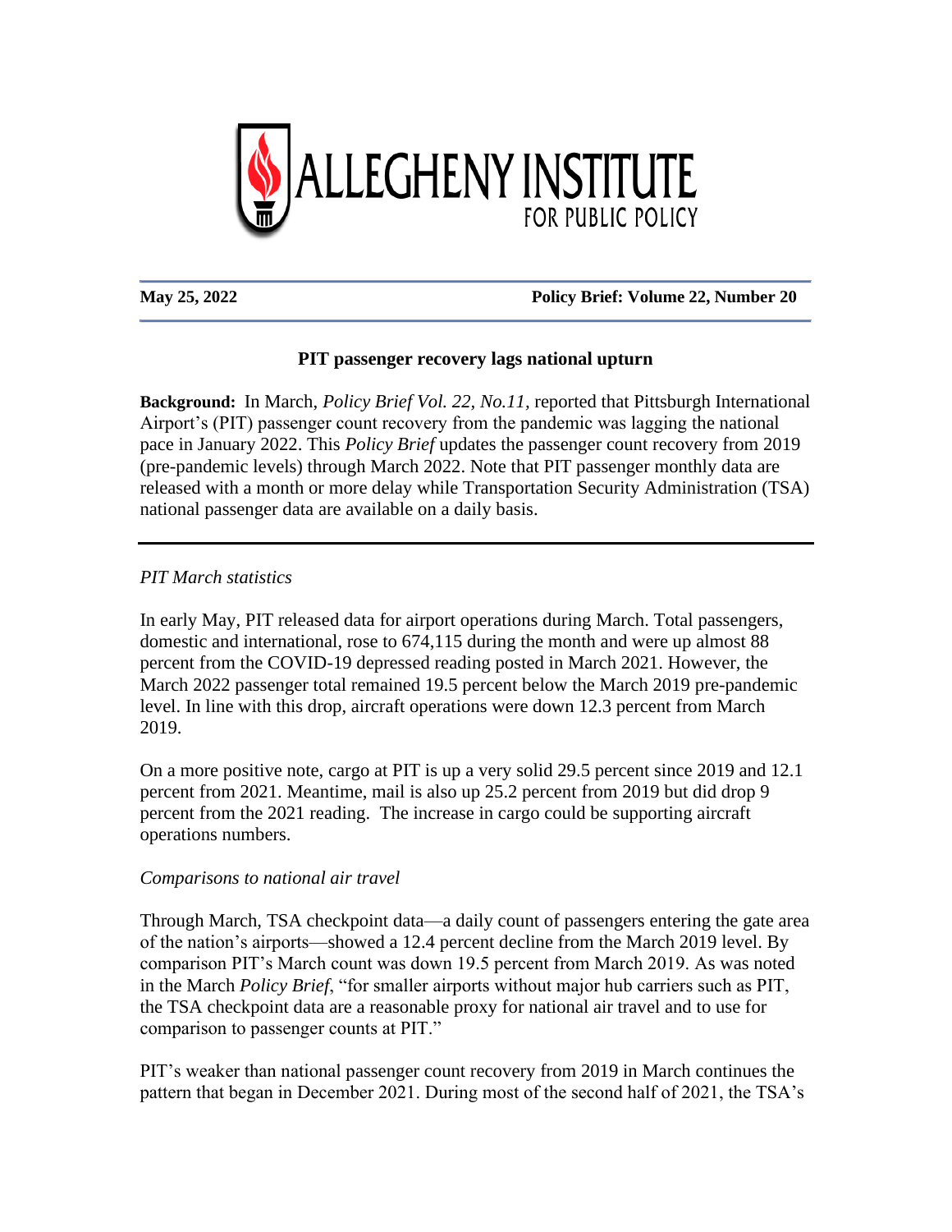# ALLEGHENY INSTITUTE FOR PUBLIC POLICY

**May 25, 2022** **Policy Brief: Volume 22, Number 20**

## PIT passenger recovery lags national upturn

**Background:** In March, *Policy Brief Vol. 22, No.11,* reported that Pittsburgh International Airport's (PIT) passenger count recovery from the pandemic was lagging the national pace in January 2022. This *Policy Brief* updates the passenger count recovery from 2019 (pre-pandemic levels) through March 2022. Note that PIT passenger monthly data are released with a month or more delay while Transportation Security Administration (TSA) national passenger data are available on a daily basis.

---

*PIT March statistics*

In early May, PIT released data for airport operations during March. Total passengers, domestic and international, rose to 674,115 during the month and were up almost 88 percent from the COVID-19 depressed reading posted in March 2021. However, the March 2022 passenger total remained 19.5 percent below the March 2019 pre-pandemic level. In line with this drop, aircraft operations were down 12.3 percent from March 2019.

On a more positive note, cargo at PIT is up a very solid 29.5 percent since 2019 and 12.1 percent from 2021. Meantime, mail is also up 25.2 percent from 2019 but did drop 9 percent from the 2021 reading. The increase in cargo could be supporting aircraft operations numbers.

*Comparisons to national air travel*

Through March, TSA checkpoint data—a daily count of passengers entering the gate area of the nation's airports—showed a 12.4 percent decline from the March 2019 level. By comparison PIT's March count was down 19.5 percent from March 2019. As was noted in the March *Policy Brief*, "for smaller airports without major hub carriers such as PIT, the TSA checkpoint data are a reasonable proxy for national air travel and to use for comparison to passenger counts at PIT."

PIT's weaker than national passenger count recovery from 2019 in March continues the pattern that began in December 2021. During most of the second half of 2021, the TSA's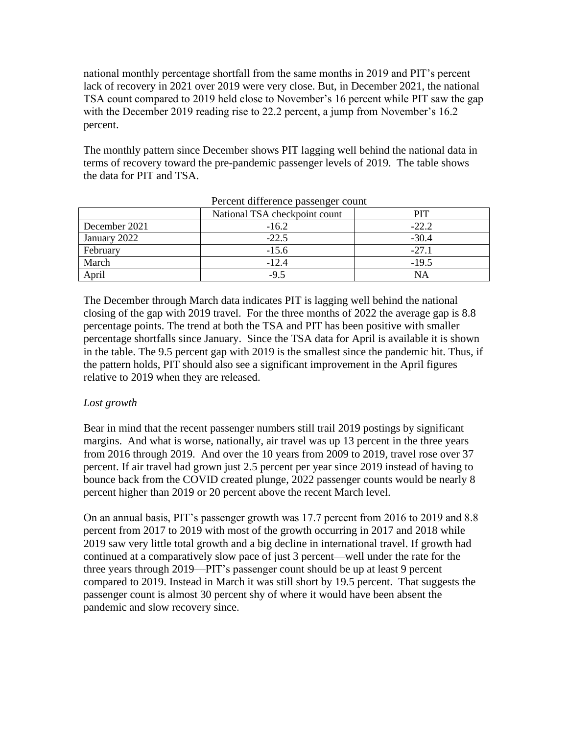national monthly percentage shortfall from the same months in 2019 and PIT's percent lack of recovery in 2021 over 2019 were very close. But, in December 2021, the national TSA count compared to 2019 held close to November's 16 percent while PIT saw the gap with the December 2019 reading rise to 22.2 percent, a jump from November's 16.2 percent.

The monthly pattern since December shows PIT lagging well behind the national data in terms of recovery toward the pre-pandemic passenger levels of 2019. The table shows the data for PIT and TSA.

Percent difference passenger count

| | National TSA checkpoint count | PIT |
|---|---|---|
| December 2021 | -16.2 | -22.2 |
| January 2022 | -22.5 | -30.4 |
| February | -15.6 | -27.1 |
| March | -12.4 | -19.5 |
| April | -9.5 | NA |

The December through March data indicates PIT is lagging well behind the national closing of the gap with 2019 travel. For the three months of 2022 the average gap is 8.8 percentage points. The trend at both the TSA and PIT has been positive with smaller percentage shortfalls since January. Since the TSA data for April is available it is shown in the table. The 9.5 percent gap with 2019 is the smallest since the pandemic hit. Thus, if the pattern holds, PIT should also see a significant improvement in the April figures relative to 2019 when they are released.

*Lost growth*

Bear in mind that the recent passenger numbers still trail 2019 postings by significant margins. And what is worse, nationally, air travel was up 13 percent in the three years from 2016 through 2019. And over the 10 years from 2009 to 2019, travel rose over 37 percent. If air travel had grown just 2.5 percent per year since 2019 instead of having to bounce back from the COVID created plunge, 2022 passenger counts would be nearly 8 percent higher than 2019 or 20 percent above the recent March level.

On an annual basis, PIT's passenger growth was 17.7 percent from 2016 to 2019 and 8.8 percent from 2017 to 2019 with most of the growth occurring in 2017 and 2018 while 2019 saw very little total growth and a big decline in international travel. If growth had continued at a comparatively slow pace of just 3 percent—well under the rate for the three years through 2019—PIT's passenger count should be up at least 9 percent compared to 2019. Instead in March it was still short by 19.5 percent. That suggests the passenger count is almost 30 percent shy of where it would have been absent the pandemic and slow recovery since.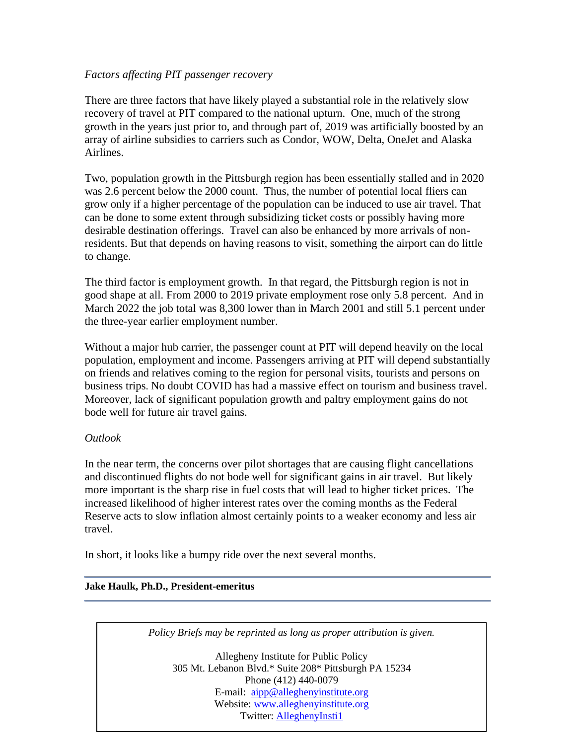*Factors affecting PIT passenger recovery*

There are three factors that have likely played a substantial role in the relatively slow recovery of travel at PIT compared to the national upturn. One, much of the strong growth in the years just prior to, and through part of, 2019 was artificially boosted by an array of airline subsidies to carriers such as Condor, WOW, Delta, OneJet and Alaska Airlines.

Two, population growth in the Pittsburgh region has been essentially stalled and in 2020 was 2.6 percent below the 2000 count. Thus, the number of potential local fliers can grow only if a higher percentage of the population can be induced to use air travel. That can be done to some extent through subsidizing ticket costs or possibly having more desirable destination offerings. Travel can also be enhanced by more arrivals of non-residents. But that depends on having reasons to visit, something the airport can do little to change.

The third factor is employment growth. In that regard, the Pittsburgh region is not in good shape at all. From 2000 to 2019 private employment rose only 5.8 percent. And in March 2022 the job total was 8,300 lower than in March 2001 and still 5.1 percent under the three-year earlier employment number.

Without a major hub carrier, the passenger count at PIT will depend heavily on the local population, employment and income. Passengers arriving at PIT will depend substantially on friends and relatives coming to the region for personal visits, tourists and persons on business trips. No doubt COVID has had a massive effect on tourism and business travel. Moreover, lack of significant population growth and paltry employment gains do not bode well for future air travel gains.

*Outlook*

In the near term, the concerns over pilot shortages that are causing flight cancellations and discontinued flights do not bode well for significant gains in air travel. But likely more important is the sharp rise in fuel costs that will lead to higher ticket prices. The increased likelihood of higher interest rates over the coming months as the Federal Reserve acts to slow inflation almost certainly points to a weaker economy and less air travel.

In short, it looks like a bumpy ride over the next several months.

---

**Jake Haulk, Ph.D., President-emeritus**

---

*Policy Briefs may be reprinted as long as proper attribution is given.*

Allegheny Institute for Public Policy
305 Mt. Lebanon Blvd.* Suite 208* Pittsburgh PA 15234
Phone (412) 440-0079
E-mail: aipp@alleghenyinstitute.org
Website: www.alleghenyinstitute.org
Twitter: AlleghenyInsti1